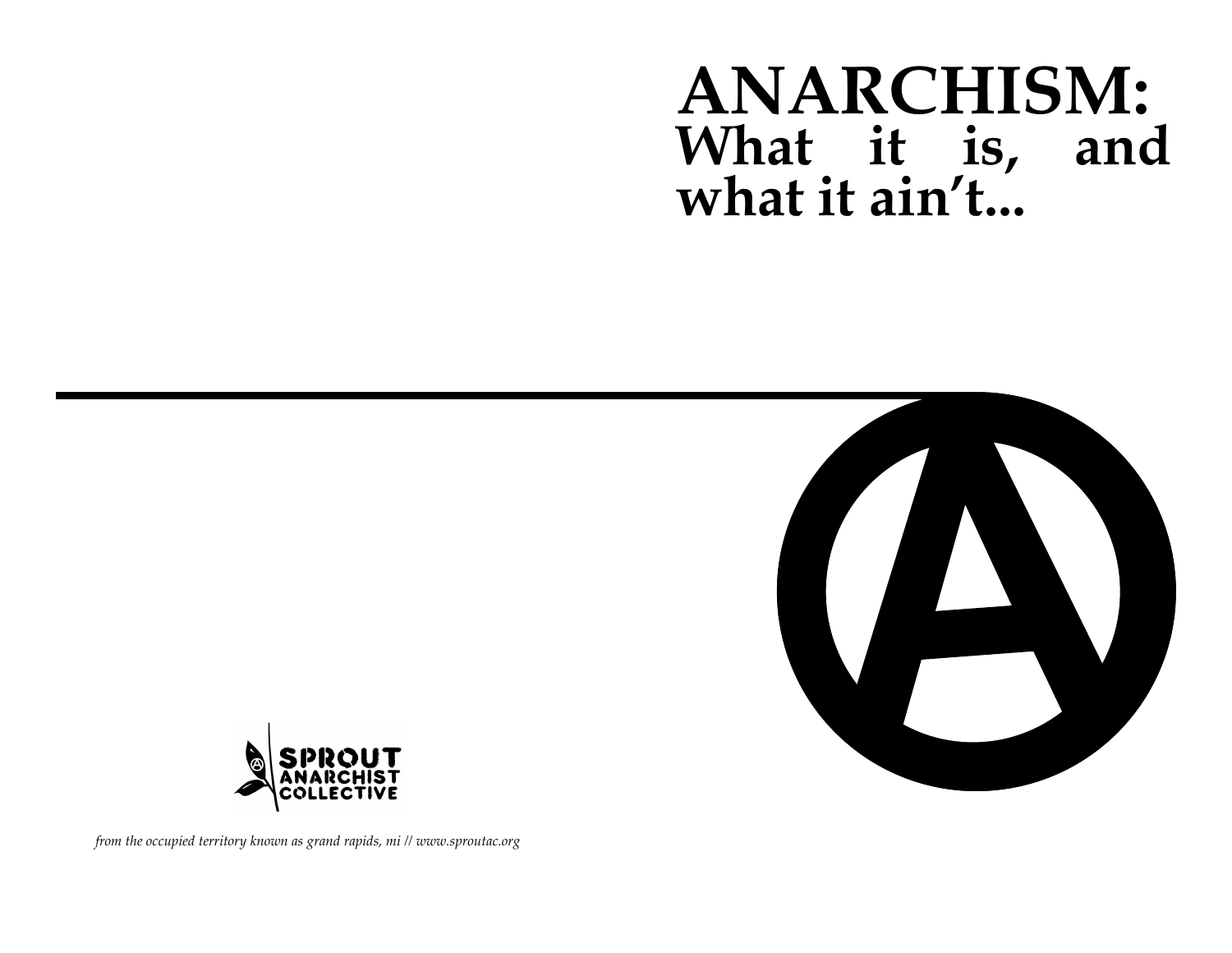# ANARCHISM:
## What it is, and what it ain't...

SPROUT ANARCHIST COLLECTIVE

*from the occupied territory known as grand rapids, mi // www.sproutac.org*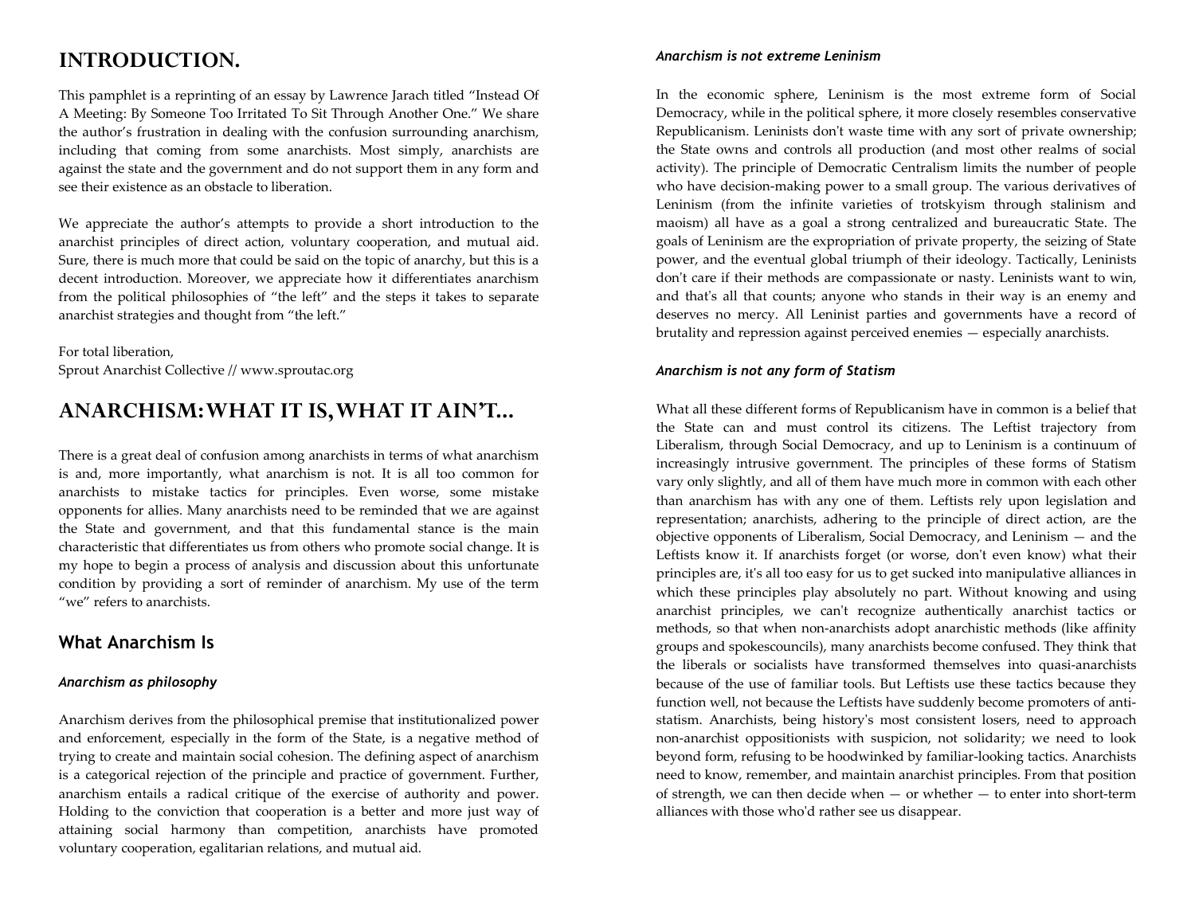# INTRODUCTION.

This pamphlet is a reprinting of an essay by Lawrence Jarach titled "Instead Of A Meeting: By Someone Too Irritated To Sit Through Another One." We share the author's frustration in dealing with the confusion surrounding anarchism, including that coming from some anarchists. Most simply, anarchists are against the state and the government and do not support them in any form and see their existence as an obstacle to liberation.

We appreciate the author's attempts to provide a short introduction to the anarchist principles of direct action, voluntary cooperation, and mutual aid. Sure, there is much more that could be said on the topic of anarchy, but this is a decent introduction. Moreover, we appreciate how it differentiates anarchism from the political philosophies of "the left" and the steps it takes to separate anarchist strategies and thought from "the left."

For total liberation,
Sprout Anarchist Collective // www.sproutac.org

# ANARCHISM: WHAT IT IS, WHAT IT AIN'T...

There is a great deal of confusion among anarchists in terms of what anarchism is and, more importantly, what anarchism is not. It is all too common for anarchists to mistake tactics for principles. Even worse, some mistake opponents for allies. Many anarchists need to be reminded that we are against the State and government, and that this fundamental stance is the main characteristic that differentiates us from others who promote social change. It is my hope to begin a process of analysis and discussion about this unfortunate condition by providing a sort of reminder of anarchism. My use of the term "we" refers to anarchists.

## What Anarchism Is

### *Anarchism as philosophy*

Anarchism derives from the philosophical premise that institutionalized power and enforcement, especially in the form of the State, is a negative method of trying to create and maintain social cohesion. The defining aspect of anarchism is a categorical rejection of the principle and practice of government. Further, anarchism entails a radical critique of the exercise of authority and power. Holding to the conviction that cooperation is a better and more just way of attaining social harmony than competition, anarchists have promoted voluntary cooperation, egalitarian relations, and mutual aid.

### *Anarchism is not extreme Leninism*

In the economic sphere, Leninism is the most extreme form of Social Democracy, while in the political sphere, it more closely resembles conservative Republicanism. Leninists don't waste time with any sort of private ownership; the State owns and controls all production (and most other realms of social activity). The principle of Democratic Centralism limits the number of people who have decision-making power to a small group. The various derivatives of Leninism (from the infinite varieties of trotskyism through stalinism and maoism) all have as a goal a strong centralized and bureaucratic State. The goals of Leninism are the expropriation of private property, the seizing of State power, and the eventual global triumph of their ideology. Tactically, Leninists don't care if their methods are compassionate or nasty. Leninists want to win, and that's all that counts; anyone who stands in their way is an enemy and deserves no mercy. All Leninist parties and governments have a record of brutality and repression against perceived enemies — especially anarchists.

### *Anarchism is not any form of Statism*

What all these different forms of Republicanism have in common is a belief that the State can and must control its citizens. The Leftist trajectory from Liberalism, through Social Democracy, and up to Leninism is a continuum of increasingly intrusive government. The principles of these forms of Statism vary only slightly, and all of them have much more in common with each other than anarchism has with any one of them. Leftists rely upon legislation and representation; anarchists, adhering to the principle of direct action, are the objective opponents of Liberalism, Social Democracy, and Leninism — and the Leftists know it. If anarchists forget (or worse, don't even know) what their principles are, it's all too easy for us to get sucked into manipulative alliances in which these principles play absolutely no part. Without knowing and using anarchist principles, we can't recognize authentically anarchist tactics or methods, so that when non-anarchists adopt anarchistic methods (like affinity groups and spokescouncils), many anarchists become confused. They think that the liberals or socialists have transformed themselves into quasi-anarchists because of the use of familiar tools. But Leftists use these tactics because they function well, not because the Leftists have suddenly become promoters of anti-statism. Anarchists, being history's most consistent losers, need to approach non-anarchist oppositionists with suspicion, not solidarity; we need to look beyond form, refusing to be hoodwinked by familiar-looking tactics. Anarchists need to know, remember, and maintain anarchist principles. From that position of strength, we can then decide when — or whether — to enter into short-term alliances with those who'd rather see us disappear.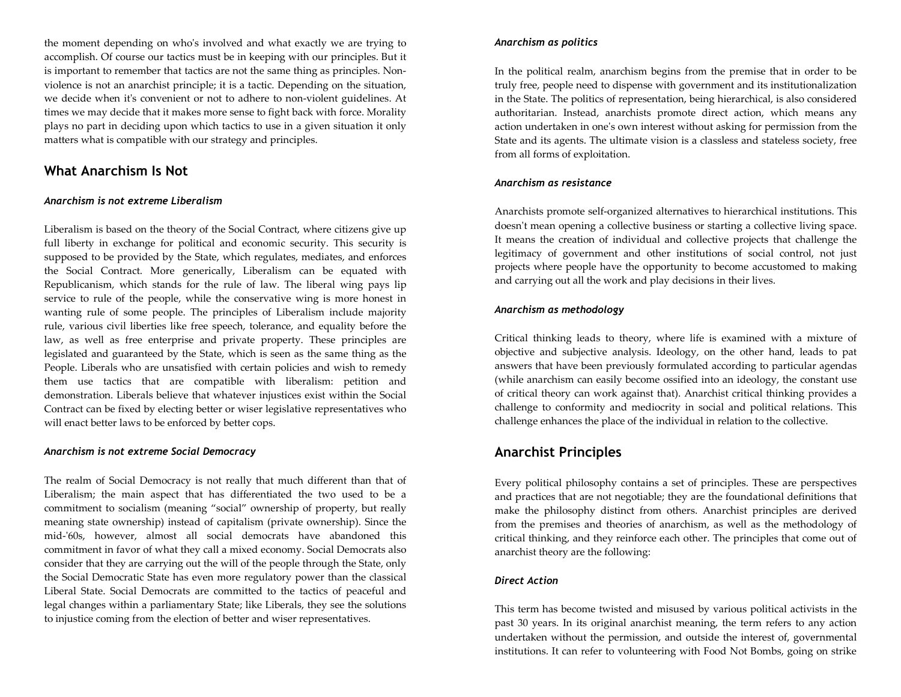the moment depending on who's involved and what exactly we are trying to accomplish. Of course our tactics must be in keeping with our principles. But it is important to remember that tactics are not the same thing as principles. Non-violence is not an anarchist principle; it is a tactic. Depending on the situation, we decide when it's convenient or not to adhere to non-violent guidelines. At times we may decide that it makes more sense to fight back with force. Morality plays no part in deciding upon which tactics to use in a given situation it only matters what is compatible with our strategy and principles.

## What Anarchism Is Not

### *Anarchism is not extreme Liberalism*

Liberalism is based on the theory of the Social Contract, where citizens give up full liberty in exchange for political and economic security. This security is supposed to be provided by the State, which regulates, mediates, and enforces the Social Contract. More generically, Liberalism can be equated with Republicanism, which stands for the rule of law. The liberal wing pays lip service to rule of the people, while the conservative wing is more honest in wanting rule of some people. The principles of Liberalism include majority rule, various civil liberties like free speech, tolerance, and equality before the law, as well as free enterprise and private property. These principles are legislated and guaranteed by the State, which is seen as the same thing as the People. Liberals who are unsatisfied with certain policies and wish to remedy them use tactics that are compatible with liberalism: petition and demonstration. Liberals believe that whatever injustices exist within the Social Contract can be fixed by electing better or wiser legislative representatives who will enact better laws to be enforced by better cops.

### *Anarchism is not extreme Social Democracy*

The realm of Social Democracy is not really that much different than that of Liberalism; the main aspect that has differentiated the two used to be a commitment to socialism (meaning "social" ownership of property, but really meaning state ownership) instead of capitalism (private ownership). Since the mid-'60s, however, almost all social democrats have abandoned this commitment in favor of what they call a mixed economy. Social Democrats also consider that they are carrying out the will of the people through the State, only the Social Democratic State has even more regulatory power than the classical Liberal State. Social Democrats are committed to the tactics of peaceful and legal changes within a parliamentary State; like Liberals, they see the solutions to injustice coming from the election of better and wiser representatives.

### *Anarchism as politics*

In the political realm, anarchism begins from the premise that in order to be truly free, people need to dispense with government and its institutionalization in the State. The politics of representation, being hierarchical, is also considered authoritarian. Instead, anarchists promote direct action, which means any action undertaken in one's own interest without asking for permission from the State and its agents. The ultimate vision is a classless and stateless society, free from all forms of exploitation.

### *Anarchism as resistance*

Anarchists promote self-organized alternatives to hierarchical institutions. This doesn't mean opening a collective business or starting a collective living space. It means the creation of individual and collective projects that challenge the legitimacy of government and other institutions of social control, not just projects where people have the opportunity to become accustomed to making and carrying out all the work and play decisions in their lives.

### *Anarchism as methodology*

Critical thinking leads to theory, where life is examined with a mixture of objective and subjective analysis. Ideology, on the other hand, leads to pat answers that have been previously formulated according to particular agendas (while anarchism can easily become ossified into an ideology, the constant use of critical theory can work against that). Anarchist critical thinking provides a challenge to conformity and mediocrity in social and political relations. This challenge enhances the place of the individual in relation to the collective.

## Anarchist Principles

Every political philosophy contains a set of principles. These are perspectives and practices that are not negotiable; they are the foundational definitions that make the philosophy distinct from others. Anarchist principles are derived from the premises and theories of anarchism, as well as the methodology of critical thinking, and they reinforce each other. The principles that come out of anarchist theory are the following:

### *Direct Action*

This term has become twisted and misused by various political activists in the past 30 years. In its original anarchist meaning, the term refers to any action undertaken without the permission, and outside the interest of, governmental institutions. It can refer to volunteering with Food Not Bombs, going on strike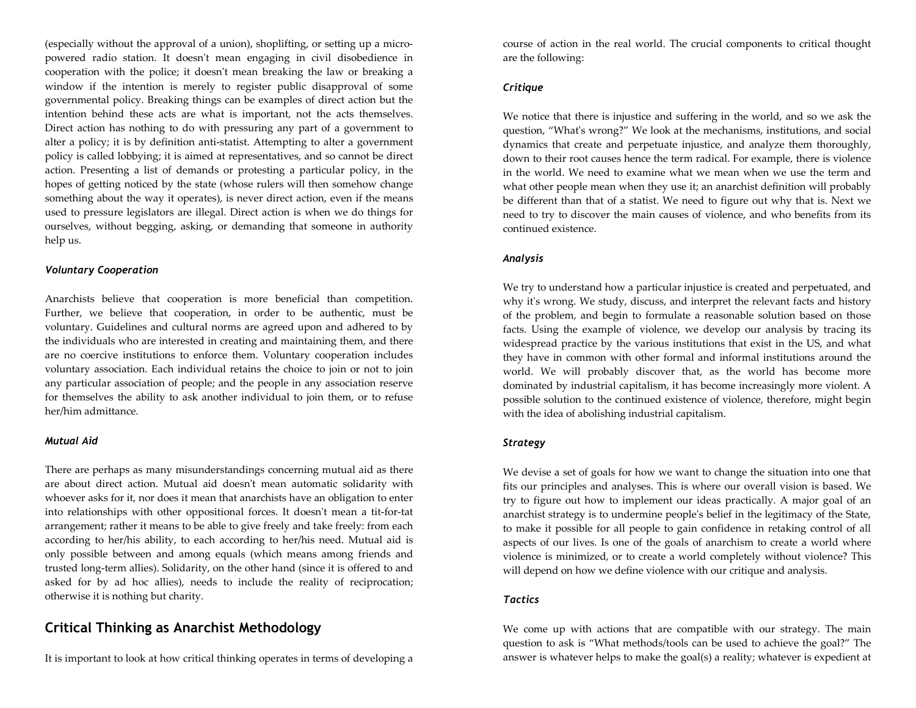(especially without the approval of a union), shoplifting, or setting up a micro-powered radio station. It doesn't mean engaging in civil disobedience in cooperation with the police; it doesn't mean breaking the law or breaking a window if the intention is merely to register public disapproval of some governmental policy. Breaking things can be examples of direct action but the intention behind these acts are what is important, not the acts themselves. Direct action has nothing to do with pressuring any part of a government to alter a policy; it is by definition anti-statist. Attempting to alter a government policy is called lobbying; it is aimed at representatives, and so cannot be direct action. Presenting a list of demands or protesting a particular policy, in the hopes of getting noticed by the state (whose rulers will then somehow change something about the way it operates), is never direct action, even if the means used to pressure legislators are illegal. Direct action is when we do things for ourselves, without begging, asking, or demanding that someone in authority help us.

### *Voluntary Cooperation*

Anarchists believe that cooperation is more beneficial than competition. Further, we believe that cooperation, in order to be authentic, must be voluntary. Guidelines and cultural norms are agreed upon and adhered to by the individuals who are interested in creating and maintaining them, and there are no coercive institutions to enforce them. Voluntary cooperation includes voluntary association. Each individual retains the choice to join or not to join any particular association of people; and the people in any association reserve for themselves the ability to ask another individual to join them, or to refuse her/him admittance.

### *Mutual Aid*

There are perhaps as many misunderstandings concerning mutual aid as there are about direct action. Mutual aid doesn't mean automatic solidarity with whoever asks for it, nor does it mean that anarchists have an obligation to enter into relationships with other oppositional forces. It doesn't mean a tit-for-tat arrangement; rather it means to be able to give freely and take freely: from each according to her/his ability, to each according to her/his need. Mutual aid is only possible between and among equals (which means among friends and trusted long-term allies). Solidarity, on the other hand (since it is offered to and asked for by ad hoc allies), needs to include the reality of reciprocation; otherwise it is nothing but charity.

## Critical Thinking as Anarchist Methodology

It is important to look at how critical thinking operates in terms of developing a course of action in the real world. The crucial components to critical thought are the following:

### *Critique*

We notice that there is injustice and suffering in the world, and so we ask the question, "What's wrong?" We look at the mechanisms, institutions, and social dynamics that create and perpetuate injustice, and analyze them thoroughly, down to their root causes hence the term radical. For example, there is violence in the world. We need to examine what we mean when we use the term and what other people mean when they use it; an anarchist definition will probably be different than that of a statist. We need to figure out why that is. Next we need to try to discover the main causes of violence, and who benefits from its continued existence.

### *Analysis*

We try to understand how a particular injustice is created and perpetuated, and why it's wrong. We study, discuss, and interpret the relevant facts and history of the problem, and begin to formulate a reasonable solution based on those facts. Using the example of violence, we develop our analysis by tracing its widespread practice by the various institutions that exist in the US, and what they have in common with other formal and informal institutions around the world. We will probably discover that, as the world has become more dominated by industrial capitalism, it has become increasingly more violent. A possible solution to the continued existence of violence, therefore, might begin with the idea of abolishing industrial capitalism.

### *Strategy*

We devise a set of goals for how we want to change the situation into one that fits our principles and analyses. This is where our overall vision is based. We try to figure out how to implement our ideas practically. A major goal of an anarchist strategy is to undermine people's belief in the legitimacy of the State, to make it possible for all people to gain confidence in retaking control of all aspects of our lives. Is one of the goals of anarchism to create a world where violence is minimized, or to create a world completely without violence? This will depend on how we define violence with our critique and analysis.

### *Tactics*

We come up with actions that are compatible with our strategy. The main question to ask is "What methods/tools can be used to achieve the goal?" The answer is whatever helps to make the goal(s) a reality; whatever is expedient at